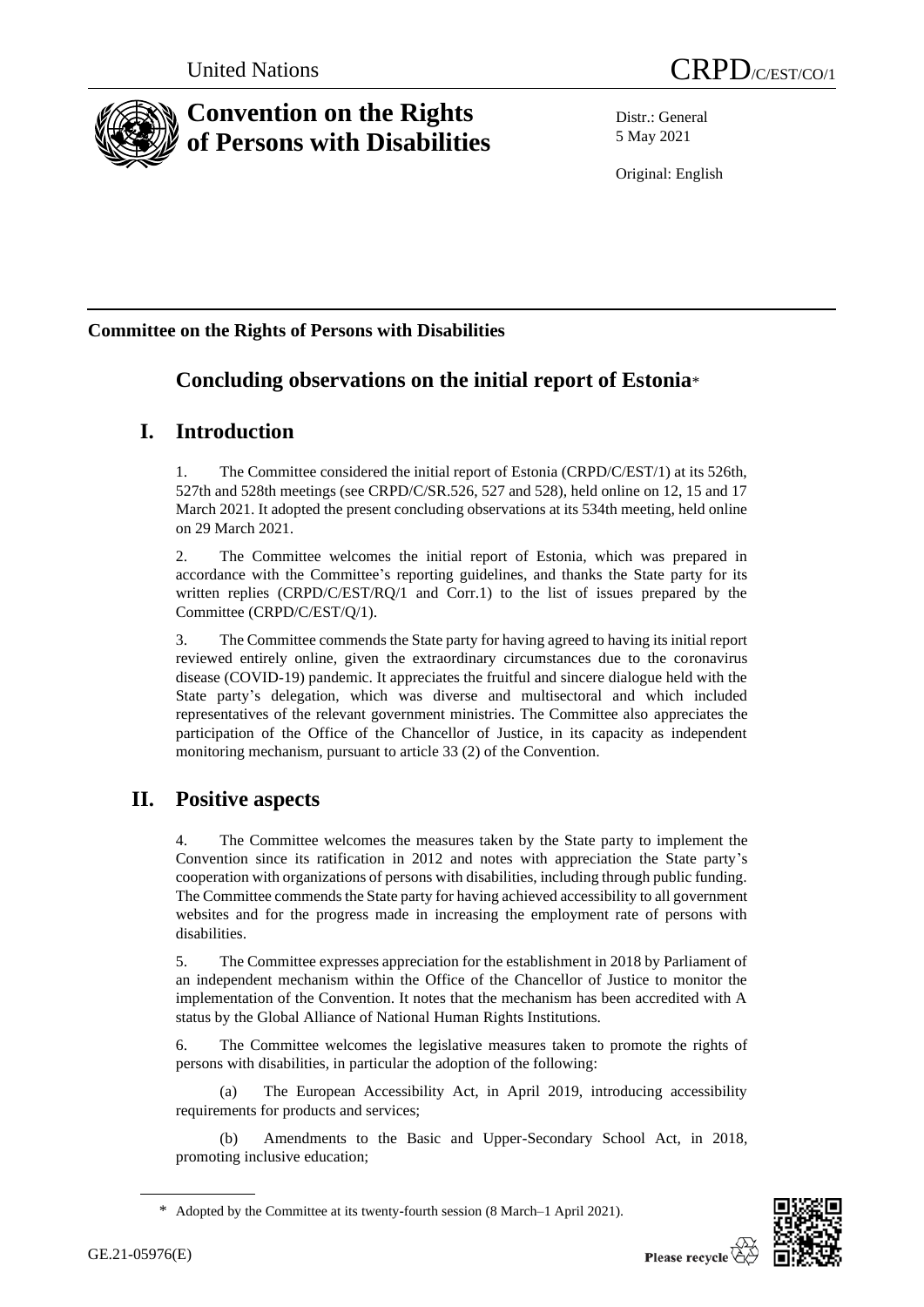United Nations

CRPD/C/EST/CO/1

# Convention on the Rights of Persons with Disabilities

Distr.: General
5 May 2021

Original: English

**Committee on the Rights of Persons with Disabilities**

## Concluding observations on the initial report of Estonia*

## I. Introduction

1. The Committee considered the initial report of Estonia (CRPD/C/EST/1) at its 526th, 527th and 528th meetings (see CRPD/C/SR.526, 527 and 528), held online on 12, 15 and 17 March 2021. It adopted the present concluding observations at its 534th meeting, held online on 29 March 2021.

2. The Committee welcomes the initial report of Estonia, which was prepared in accordance with the Committee's reporting guidelines, and thanks the State party for its written replies (CRPD/C/EST/RQ/1 and Corr.1) to the list of issues prepared by the Committee (CRPD/C/EST/Q/1).

3. The Committee commends the State party for having agreed to having its initial report reviewed entirely online, given the extraordinary circumstances due to the coronavirus disease (COVID-19) pandemic. It appreciates the fruitful and sincere dialogue held with the State party's delegation, which was diverse and multisectoral and which included representatives of the relevant government ministries. The Committee also appreciates the participation of the Office of the Chancellor of Justice, in its capacity as independent monitoring mechanism, pursuant to article 33 (2) of the Convention.

## II. Positive aspects

4. The Committee welcomes the measures taken by the State party to implement the Convention since its ratification in 2012 and notes with appreciation the State party's cooperation with organizations of persons with disabilities, including through public funding. The Committee commends the State party for having achieved accessibility to all government websites and for the progress made in increasing the employment rate of persons with disabilities.

5. The Committee expresses appreciation for the establishment in 2018 by Parliament of an independent mechanism within the Office of the Chancellor of Justice to monitor the implementation of the Convention. It notes that the mechanism has been accredited with A status by the Global Alliance of National Human Rights Institutions.

6. The Committee welcomes the legislative measures taken to promote the rights of persons with disabilities, in particular the adoption of the following:

(a) The European Accessibility Act, in April 2019, introducing accessibility requirements for products and services;

(b) Amendments to the Basic and Upper-Secondary School Act, in 2018, promoting inclusive education;

\* Adopted by the Committee at its twenty-fourth session (8 March–1 April 2021).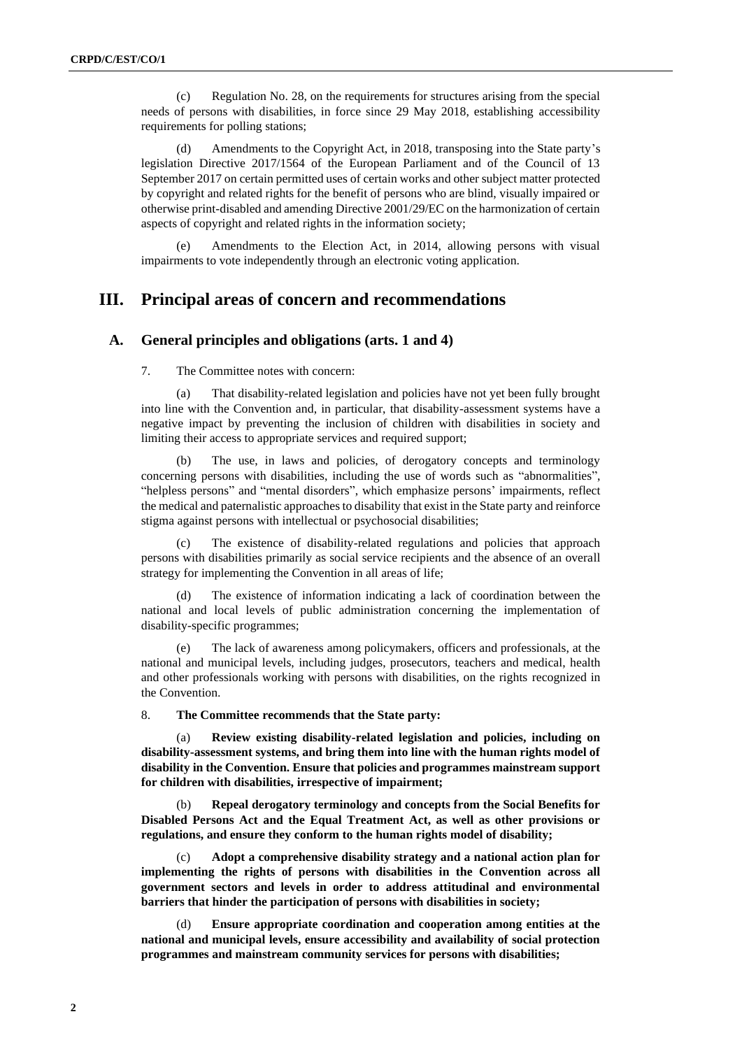(c) Regulation No. 28, on the requirements for structures arising from the special needs of persons with disabilities, in force since 29 May 2018, establishing accessibility requirements for polling stations;

(d) Amendments to the Copyright Act, in 2018, transposing into the State party's legislation Directive 2017/1564 of the European Parliament and of the Council of 13 September 2017 on certain permitted uses of certain works and other subject matter protected by copyright and related rights for the benefit of persons who are blind, visually impaired or otherwise print-disabled and amending Directive 2001/29/EC on the harmonization of certain aspects of copyright and related rights in the information society;

(e) Amendments to the Election Act, in 2014, allowing persons with visual impairments to vote independently through an electronic voting application.

# III. Principal areas of concern and recommendations

## A. General principles and obligations (arts. 1 and 4)

7. The Committee notes with concern:

(a) That disability-related legislation and policies have not yet been fully brought into line with the Convention and, in particular, that disability-assessment systems have a negative impact by preventing the inclusion of children with disabilities in society and limiting their access to appropriate services and required support;

(b) The use, in laws and policies, of derogatory concepts and terminology concerning persons with disabilities, including the use of words such as "abnormalities", "helpless persons" and "mental disorders", which emphasize persons' impairments, reflect the medical and paternalistic approaches to disability that exist in the State party and reinforce stigma against persons with intellectual or psychosocial disabilities;

(c) The existence of disability-related regulations and policies that approach persons with disabilities primarily as social service recipients and the absence of an overall strategy for implementing the Convention in all areas of life;

(d) The existence of information indicating a lack of coordination between the national and local levels of public administration concerning the implementation of disability-specific programmes;

(e) The lack of awareness among policymakers, officers and professionals, at the national and municipal levels, including judges, prosecutors, teachers and medical, health and other professionals working with persons with disabilities, on the rights recognized in the Convention.

8. **The Committee recommends that the State party:**

(a) **Review existing disability-related legislation and policies, including on disability-assessment systems, and bring them into line with the human rights model of disability in the Convention. Ensure that policies and programmes mainstream support for children with disabilities, irrespective of impairment;**

(b) **Repeal derogatory terminology and concepts from the Social Benefits for Disabled Persons Act and the Equal Treatment Act, as well as other provisions or regulations, and ensure they conform to the human rights model of disability;**

(c) **Adopt a comprehensive disability strategy and a national action plan for implementing the rights of persons with disabilities in the Convention across all government sectors and levels in order to address attitudinal and environmental barriers that hinder the participation of persons with disabilities in society;**

(d) **Ensure appropriate coordination and cooperation among entities at the national and municipal levels, ensure accessibility and availability of social protection programmes and mainstream community services for persons with disabilities;**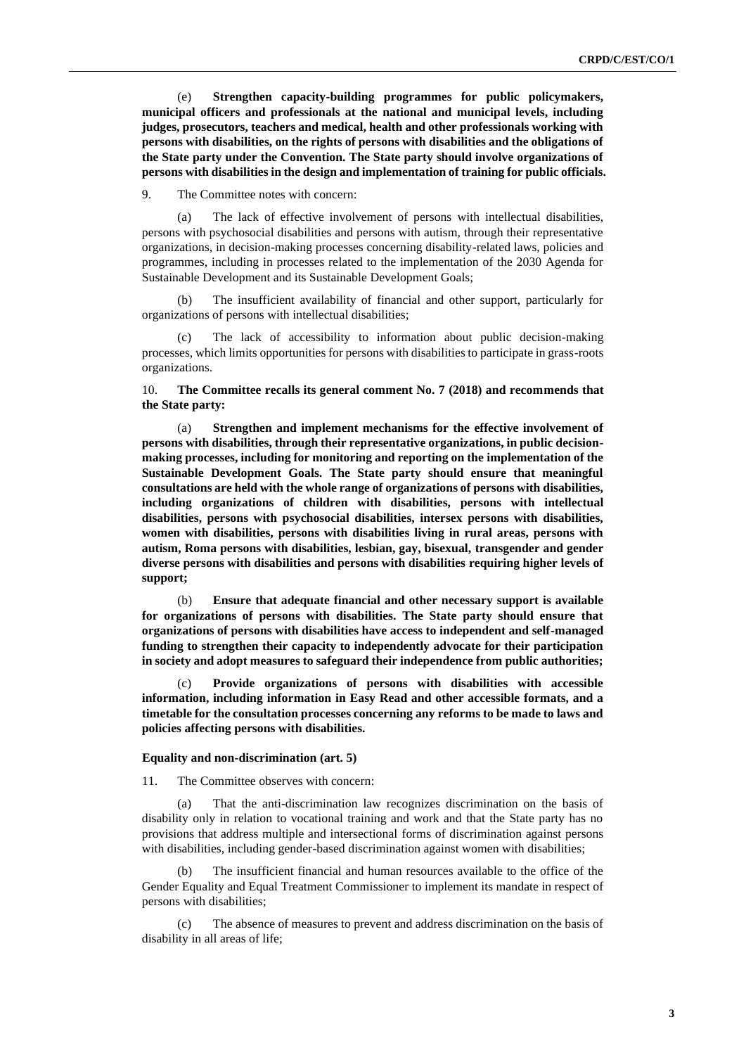(e) **Strengthen capacity-building programmes for public policymakers, municipal officers and professionals at the national and municipal levels, including judges, prosecutors, teachers and medical, health and other professionals working with persons with disabilities, on the rights of persons with disabilities and the obligations of the State party under the Convention. The State party should involve organizations of persons with disabilities in the design and implementation of training for public officials.**

9. The Committee notes with concern:

(a) The lack of effective involvement of persons with intellectual disabilities, persons with psychosocial disabilities and persons with autism, through their representative organizations, in decision-making processes concerning disability-related laws, policies and programmes, including in processes related to the implementation of the 2030 Agenda for Sustainable Development and its Sustainable Development Goals;

(b) The insufficient availability of financial and other support, particularly for organizations of persons with intellectual disabilities;

(c) The lack of accessibility to information about public decision-making processes, which limits opportunities for persons with disabilities to participate in grass-roots organizations.

10. **The Committee recalls its general comment No. 7 (2018) and recommends that the State party:**

(a) **Strengthen and implement mechanisms for the effective involvement of persons with disabilities, through their representative organizations, in public decision-making processes, including for monitoring and reporting on the implementation of the Sustainable Development Goals. The State party should ensure that meaningful consultations are held with the whole range of organizations of persons with disabilities, including organizations of children with disabilities, persons with intellectual disabilities, persons with psychosocial disabilities, intersex persons with disabilities, women with disabilities, persons with disabilities living in rural areas, persons with autism, Roma persons with disabilities, lesbian, gay, bisexual, transgender and gender diverse persons with disabilities and persons with disabilities requiring higher levels of support;**

(b) **Ensure that adequate financial and other necessary support is available for organizations of persons with disabilities. The State party should ensure that organizations of persons with disabilities have access to independent and self-managed funding to strengthen their capacity to independently advocate for their participation in society and adopt measures to safeguard their independence from public authorities;**

(c) **Provide organizations of persons with disabilities with accessible information, including information in Easy Read and other accessible formats, and a timetable for the consultation processes concerning any reforms to be made to laws and policies affecting persons with disabilities.**

### Equality and non-discrimination (art. 5)

11. The Committee observes with concern:

(a) That the anti-discrimination law recognizes discrimination on the basis of disability only in relation to vocational training and work and that the State party has no provisions that address multiple and intersectional forms of discrimination against persons with disabilities, including gender-based discrimination against women with disabilities;

(b) The insufficient financial and human resources available to the office of the Gender Equality and Equal Treatment Commissioner to implement its mandate in respect of persons with disabilities;

(c) The absence of measures to prevent and address discrimination on the basis of disability in all areas of life;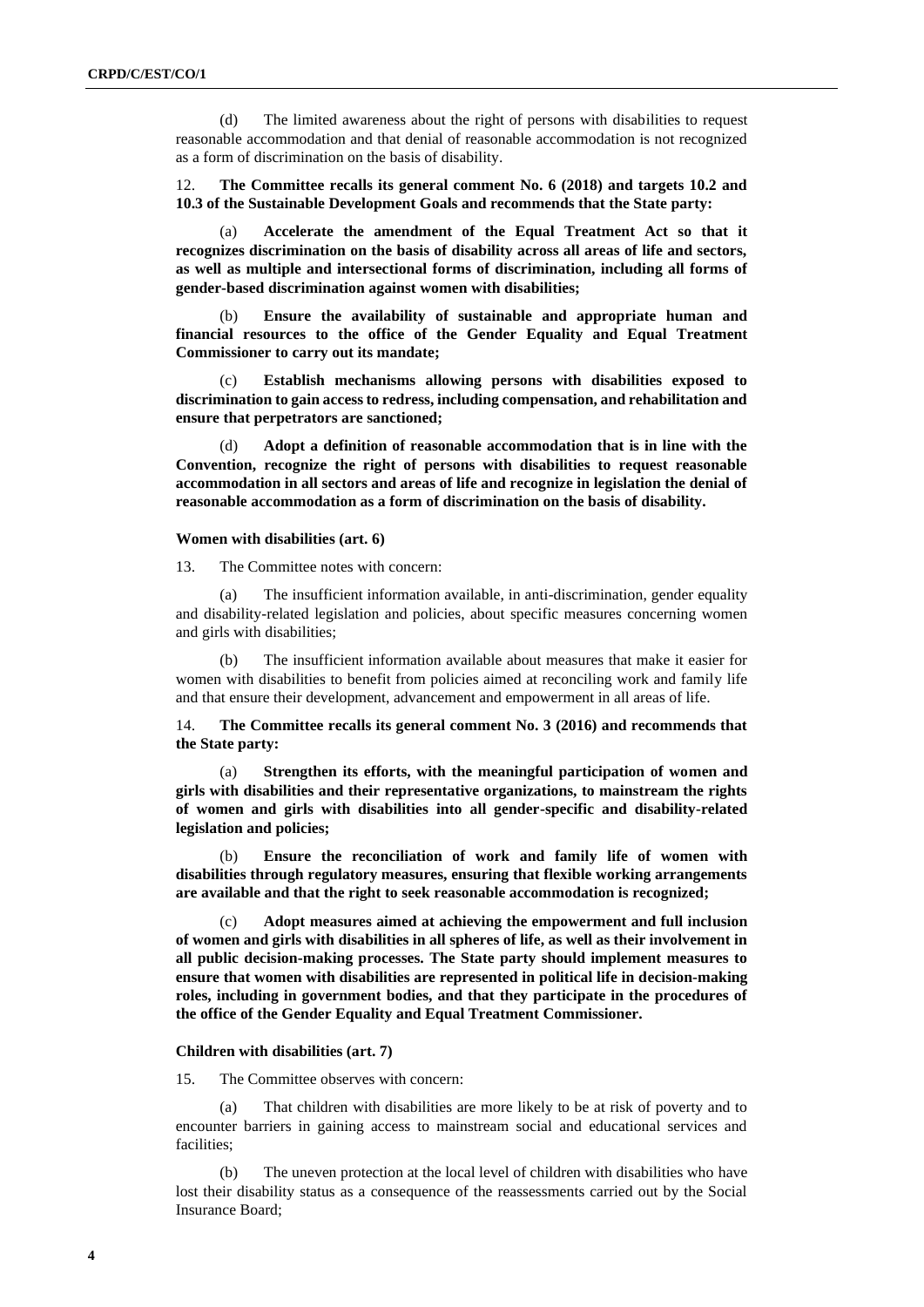(d) The limited awareness about the right of persons with disabilities to request reasonable accommodation and that denial of reasonable accommodation is not recognized as a form of discrimination on the basis of disability.

12. **The Committee recalls its general comment No. 6 (2018) and targets 10.2 and 10.3 of the Sustainable Development Goals and recommends that the State party:**

(a) **Accelerate the amendment of the Equal Treatment Act so that it recognizes discrimination on the basis of disability across all areas of life and sectors, as well as multiple and intersectional forms of discrimination, including all forms of gender-based discrimination against women with disabilities;**

(b) **Ensure the availability of sustainable and appropriate human and financial resources to the office of the Gender Equality and Equal Treatment Commissioner to carry out its mandate;**

(c) **Establish mechanisms allowing persons with disabilities exposed to discrimination to gain access to redress, including compensation, and rehabilitation and ensure that perpetrators are sanctioned;**

(d) **Adopt a definition of reasonable accommodation that is in line with the Convention, recognize the right of persons with disabilities to request reasonable accommodation in all sectors and areas of life and recognize in legislation the denial of reasonable accommodation as a form of discrimination on the basis of disability.**

### Women with disabilities (art. 6)

13. The Committee notes with concern:

(a) The insufficient information available, in anti-discrimination, gender equality and disability-related legislation and policies, about specific measures concerning women and girls with disabilities;

(b) The insufficient information available about measures that make it easier for women with disabilities to benefit from policies aimed at reconciling work and family life and that ensure their development, advancement and empowerment in all areas of life.

14. **The Committee recalls its general comment No. 3 (2016) and recommends that the State party:**

(a) **Strengthen its efforts, with the meaningful participation of women and girls with disabilities and their representative organizations, to mainstream the rights of women and girls with disabilities into all gender-specific and disability-related legislation and policies;**

(b) **Ensure the reconciliation of work and family life of women with disabilities through regulatory measures, ensuring that flexible working arrangements are available and that the right to seek reasonable accommodation is recognized;**

(c) **Adopt measures aimed at achieving the empowerment and full inclusion of women and girls with disabilities in all spheres of life, as well as their involvement in all public decision-making processes. The State party should implement measures to ensure that women with disabilities are represented in political life in decision-making roles, including in government bodies, and that they participate in the procedures of the office of the Gender Equality and Equal Treatment Commissioner.**

### Children with disabilities (art. 7)

15. The Committee observes with concern:

(a) That children with disabilities are more likely to be at risk of poverty and to encounter barriers in gaining access to mainstream social and educational services and facilities;

(b) The uneven protection at the local level of children with disabilities who have lost their disability status as a consequence of the reassessments carried out by the Social Insurance Board;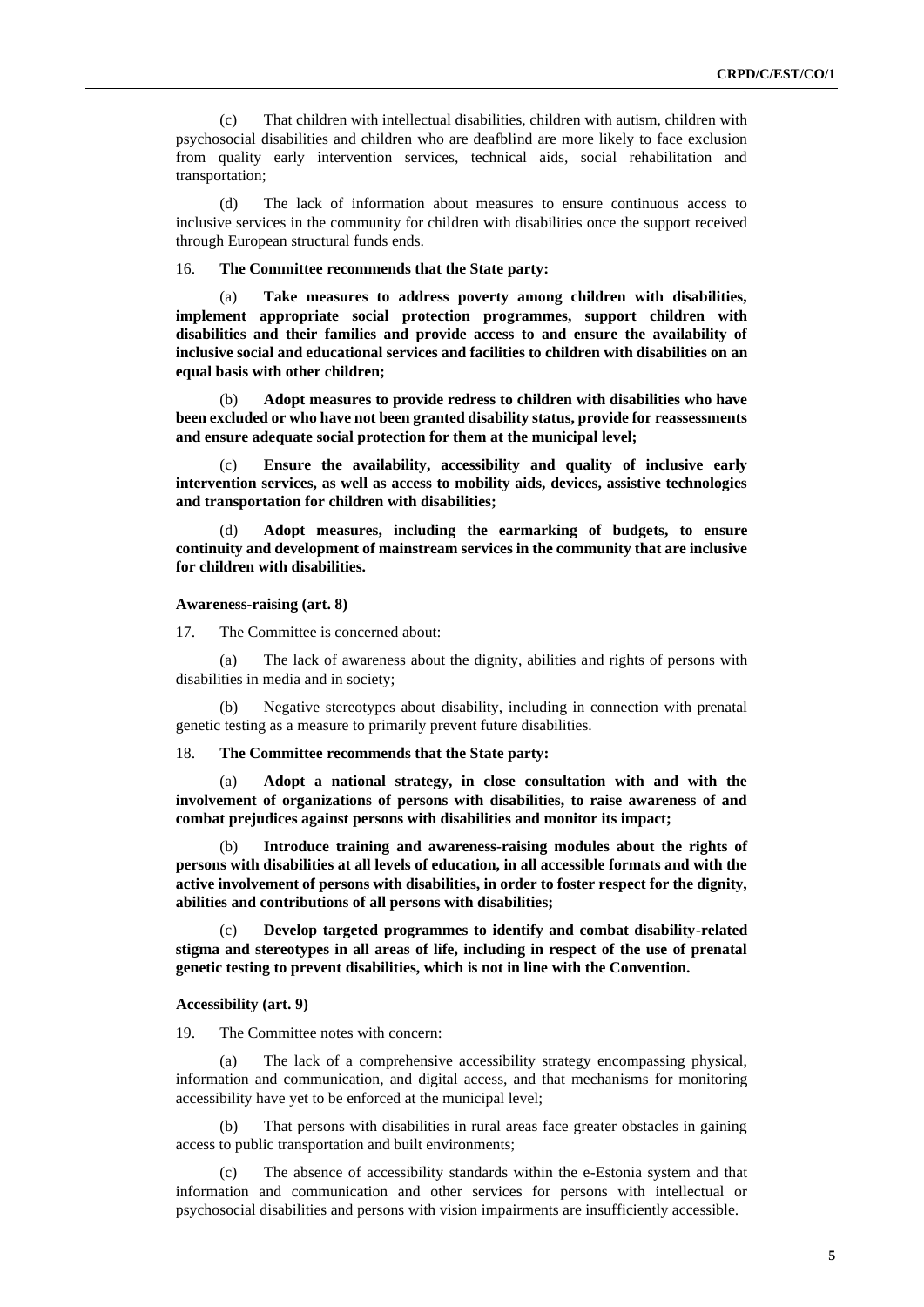(c) That children with intellectual disabilities, children with autism, children with psychosocial disabilities and children who are deafblind are more likely to face exclusion from quality early intervention services, technical aids, social rehabilitation and transportation;

(d) The lack of information about measures to ensure continuous access to inclusive services in the community for children with disabilities once the support received through European structural funds ends.

16. **The Committee recommends that the State party:**

(a) **Take measures to address poverty among children with disabilities, implement appropriate social protection programmes, support children with disabilities and their families and provide access to and ensure the availability of inclusive social and educational services and facilities to children with disabilities on an equal basis with other children;**

(b) **Adopt measures to provide redress to children with disabilities who have been excluded or who have not been granted disability status, provide for reassessments and ensure adequate social protection for them at the municipal level;**

(c) **Ensure the availability, accessibility and quality of inclusive early intervention services, as well as access to mobility aids, devices, assistive technologies and transportation for children with disabilities;**

(d) **Adopt measures, including the earmarking of budgets, to ensure continuity and development of mainstream services in the community that are inclusive for children with disabilities.**

**Awareness-raising (art. 8)**

17. The Committee is concerned about:

(a) The lack of awareness about the dignity, abilities and rights of persons with disabilities in media and in society;

(b) Negative stereotypes about disability, including in connection with prenatal genetic testing as a measure to primarily prevent future disabilities.

18. **The Committee recommends that the State party:**

(a) **Adopt a national strategy, in close consultation with and with the involvement of organizations of persons with disabilities, to raise awareness of and combat prejudices against persons with disabilities and monitor its impact;**

(b) **Introduce training and awareness-raising modules about the rights of persons with disabilities at all levels of education, in all accessible formats and with the active involvement of persons with disabilities, in order to foster respect for the dignity, abilities and contributions of all persons with disabilities;**

(c) **Develop targeted programmes to identify and combat disability-related stigma and stereotypes in all areas of life, including in respect of the use of prenatal genetic testing to prevent disabilities, which is not in line with the Convention.**

**Accessibility (art. 9)**

19. The Committee notes with concern:

(a) The lack of a comprehensive accessibility strategy encompassing physical, information and communication, and digital access, and that mechanisms for monitoring accessibility have yet to be enforced at the municipal level;

(b) That persons with disabilities in rural areas face greater obstacles in gaining access to public transportation and built environments;

(c) The absence of accessibility standards within the e-Estonia system and that information and communication and other services for persons with intellectual or psychosocial disabilities and persons with vision impairments are insufficiently accessible.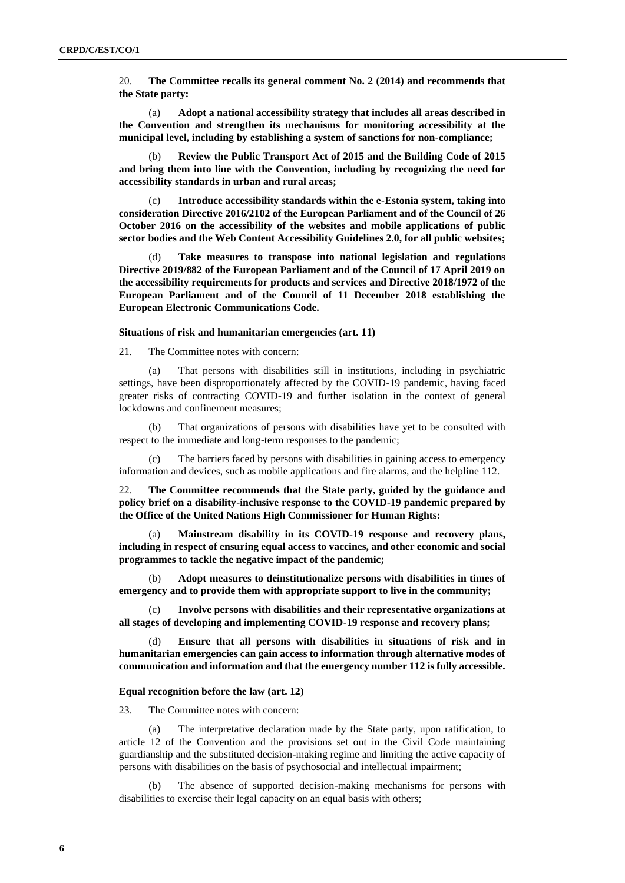20. **The Committee recalls its general comment No. 2 (2014) and recommends that the State party:**

(a) **Adopt a national accessibility strategy that includes all areas described in the Convention and strengthen its mechanisms for monitoring accessibility at the municipal level, including by establishing a system of sanctions for non-compliance;**

(b) **Review the Public Transport Act of 2015 and the Building Code of 2015 and bring them into line with the Convention, including by recognizing the need for accessibility standards in urban and rural areas;**

(c) **Introduce accessibility standards within the e-Estonia system, taking into consideration Directive 2016/2102 of the European Parliament and of the Council of 26 October 2016 on the accessibility of the websites and mobile applications of public sector bodies and the Web Content Accessibility Guidelines 2.0, for all public websites;**

(d) **Take measures to transpose into national legislation and regulations Directive 2019/882 of the European Parliament and of the Council of 17 April 2019 on the accessibility requirements for products and services and Directive 2018/1972 of the European Parliament and of the Council of 11 December 2018 establishing the European Electronic Communications Code.**

### Situations of risk and humanitarian emergencies (art. 11)

21. The Committee notes with concern:

(a) That persons with disabilities still in institutions, including in psychiatric settings, have been disproportionately affected by the COVID-19 pandemic, having faced greater risks of contracting COVID-19 and further isolation in the context of general lockdowns and confinement measures;

(b) That organizations of persons with disabilities have yet to be consulted with respect to the immediate and long-term responses to the pandemic;

(c) The barriers faced by persons with disabilities in gaining access to emergency information and devices, such as mobile applications and fire alarms, and the helpline 112.

22. **The Committee recommends that the State party, guided by the guidance and policy brief on a disability-inclusive response to the COVID-19 pandemic prepared by the Office of the United Nations High Commissioner for Human Rights:**

(a) **Mainstream disability in its COVID-19 response and recovery plans, including in respect of ensuring equal access to vaccines, and other economic and social programmes to tackle the negative impact of the pandemic;**

(b) **Adopt measures to deinstitutionalize persons with disabilities in times of emergency and to provide them with appropriate support to live in the community;**

(c) **Involve persons with disabilities and their representative organizations at all stages of developing and implementing COVID-19 response and recovery plans;**

(d) **Ensure that all persons with disabilities in situations of risk and in humanitarian emergencies can gain access to information through alternative modes of communication and information and that the emergency number 112 is fully accessible.**

### Equal recognition before the law (art. 12)

23. The Committee notes with concern:

(a) The interpretative declaration made by the State party, upon ratification, to article 12 of the Convention and the provisions set out in the Civil Code maintaining guardianship and the substituted decision-making regime and limiting the active capacity of persons with disabilities on the basis of psychosocial and intellectual impairment;

(b) The absence of supported decision-making mechanisms for persons with disabilities to exercise their legal capacity on an equal basis with others;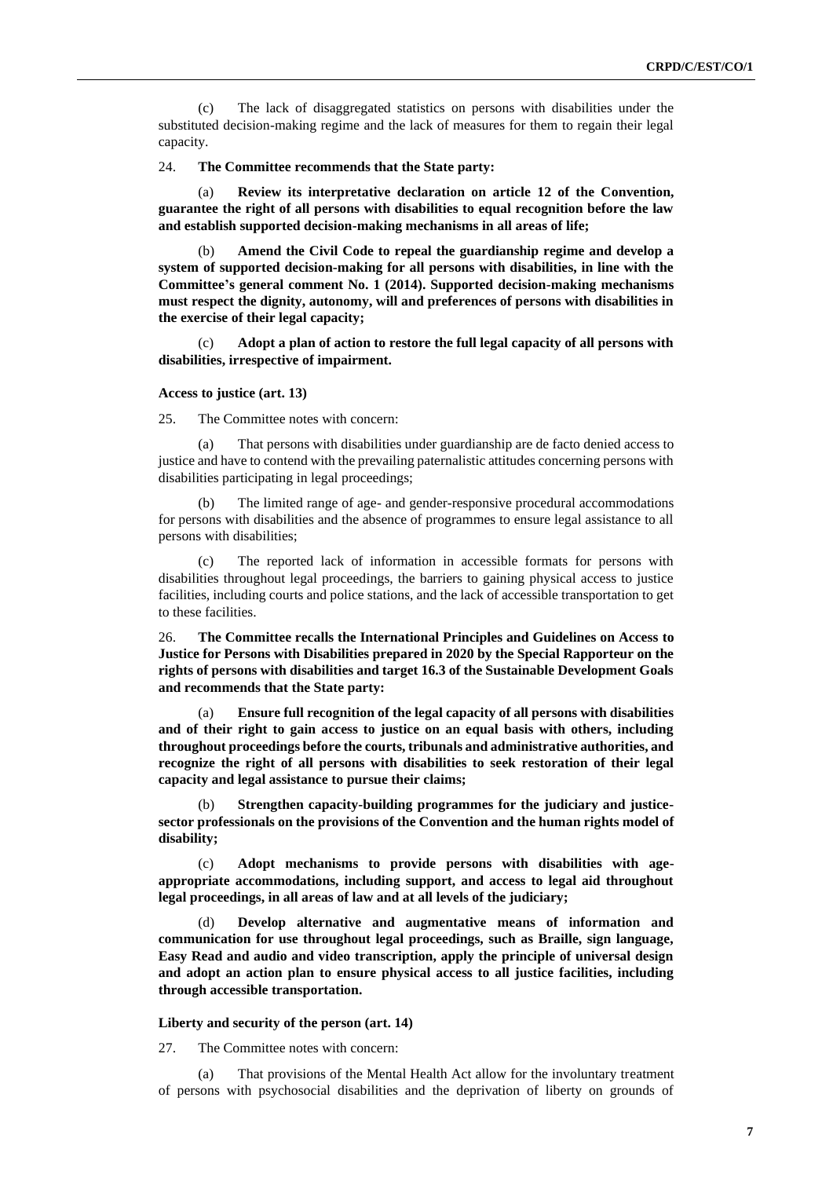(c) The lack of disaggregated statistics on persons with disabilities under the substituted decision-making regime and the lack of measures for them to regain their legal capacity.

24. **The Committee recommends that the State party:**

(a) **Review its interpretative declaration on article 12 of the Convention, guarantee the right of all persons with disabilities to equal recognition before the law and establish supported decision-making mechanisms in all areas of life;**

(b) **Amend the Civil Code to repeal the guardianship regime and develop a system of supported decision-making for all persons with disabilities, in line with the Committee's general comment No. 1 (2014). Supported decision-making mechanisms must respect the dignity, autonomy, will and preferences of persons with disabilities in the exercise of their legal capacity;**

(c) **Adopt a plan of action to restore the full legal capacity of all persons with disabilities, irrespective of impairment.**

### Access to justice (art. 13)

25. The Committee notes with concern:

(a) That persons with disabilities under guardianship are de facto denied access to justice and have to contend with the prevailing paternalistic attitudes concerning persons with disabilities participating in legal proceedings;

(b) The limited range of age- and gender-responsive procedural accommodations for persons with disabilities and the absence of programmes to ensure legal assistance to all persons with disabilities;

(c) The reported lack of information in accessible formats for persons with disabilities throughout legal proceedings, the barriers to gaining physical access to justice facilities, including courts and police stations, and the lack of accessible transportation to get to these facilities.

26. **The Committee recalls the International Principles and Guidelines on Access to Justice for Persons with Disabilities prepared in 2020 by the Special Rapporteur on the rights of persons with disabilities and target 16.3 of the Sustainable Development Goals and recommends that the State party:**

(a) **Ensure full recognition of the legal capacity of all persons with disabilities and of their right to gain access to justice on an equal basis with others, including throughout proceedings before the courts, tribunals and administrative authorities, and recognize the right of all persons with disabilities to seek restoration of their legal capacity and legal assistance to pursue their claims;**

(b) **Strengthen capacity-building programmes for the judiciary and justice-sector professionals on the provisions of the Convention and the human rights model of disability;**

(c) **Adopt mechanisms to provide persons with disabilities with age-appropriate accommodations, including support, and access to legal aid throughout legal proceedings, in all areas of law and at all levels of the judiciary;**

(d) **Develop alternative and augmentative means of information and communication for use throughout legal proceedings, such as Braille, sign language, Easy Read and audio and video transcription, apply the principle of universal design and adopt an action plan to ensure physical access to all justice facilities, including through accessible transportation.**

### Liberty and security of the person (art. 14)

27. The Committee notes with concern:

(a) That provisions of the Mental Health Act allow for the involuntary treatment of persons with psychosocial disabilities and the deprivation of liberty on grounds of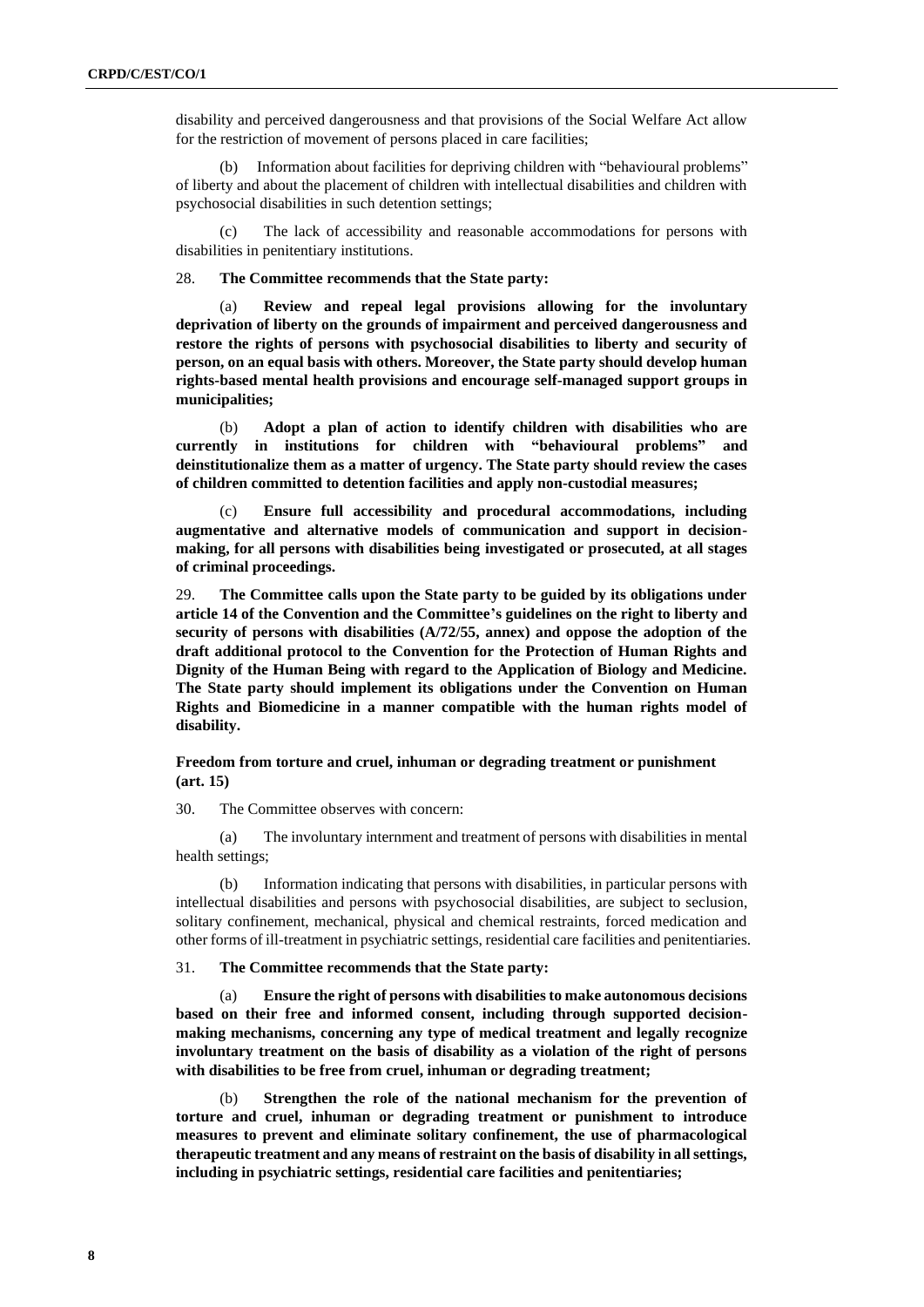disability and perceived dangerousness and that provisions of the Social Welfare Act allow for the restriction of movement of persons placed in care facilities;

(b) Information about facilities for depriving children with "behavioural problems" of liberty and about the placement of children with intellectual disabilities and children with psychosocial disabilities in such detention settings;

(c) The lack of accessibility and reasonable accommodations for persons with disabilities in penitentiary institutions.

28. **The Committee recommends that the State party:**

(a) **Review and repeal legal provisions allowing for the involuntary deprivation of liberty on the grounds of impairment and perceived dangerousness and restore the rights of persons with psychosocial disabilities to liberty and security of person, on an equal basis with others. Moreover, the State party should develop human rights-based mental health provisions and encourage self-managed support groups in municipalities;**

(b) **Adopt a plan of action to identify children with disabilities who are currently in institutions for children with "behavioural problems" and deinstitutionalize them as a matter of urgency. The State party should review the cases of children committed to detention facilities and apply non-custodial measures;**

(c) **Ensure full accessibility and procedural accommodations, including augmentative and alternative models of communication and support in decision-making, for all persons with disabilities being investigated or prosecuted, at all stages of criminal proceedings.**

29. **The Committee calls upon the State party to be guided by its obligations under article 14 of the Convention and the Committee's guidelines on the right to liberty and security of persons with disabilities (A/72/55, annex) and oppose the adoption of the draft additional protocol to the Convention for the Protection of Human Rights and Dignity of the Human Being with regard to the Application of Biology and Medicine. The State party should implement its obligations under the Convention on Human Rights and Biomedicine in a manner compatible with the human rights model of disability.**

### Freedom from torture and cruel, inhuman or degrading treatment or punishment (art. 15)

30. The Committee observes with concern:

(a) The involuntary internment and treatment of persons with disabilities in mental health settings;

(b) Information indicating that persons with disabilities, in particular persons with intellectual disabilities and persons with psychosocial disabilities, are subject to seclusion, solitary confinement, mechanical, physical and chemical restraints, forced medication and other forms of ill-treatment in psychiatric settings, residential care facilities and penitentiaries.

31. **The Committee recommends that the State party:**

(a) **Ensure the right of persons with disabilities to make autonomous decisions based on their free and informed consent, including through supported decision-making mechanisms, concerning any type of medical treatment and legally recognize involuntary treatment on the basis of disability as a violation of the right of persons with disabilities to be free from cruel, inhuman or degrading treatment;**

(b) **Strengthen the role of the national mechanism for the prevention of torture and cruel, inhuman or degrading treatment or punishment to introduce measures to prevent and eliminate solitary confinement, the use of pharmacological therapeutic treatment and any means of restraint on the basis of disability in all settings, including in psychiatric settings, residential care facilities and penitentiaries;**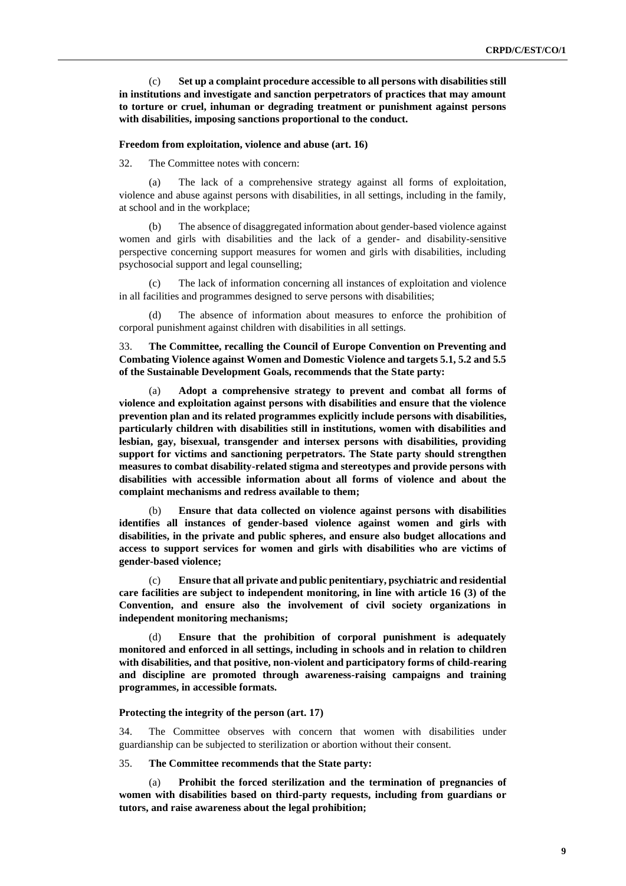(c) **Set up a complaint procedure accessible to all persons with disabilities still in institutions and investigate and sanction perpetrators of practices that may amount to torture or cruel, inhuman or degrading treatment or punishment against persons with disabilities, imposing sanctions proportional to the conduct.**

### Freedom from exploitation, violence and abuse (art. 16)

32. The Committee notes with concern:

(a) The lack of a comprehensive strategy against all forms of exploitation, violence and abuse against persons with disabilities, in all settings, including in the family, at school and in the workplace;

(b) The absence of disaggregated information about gender-based violence against women and girls with disabilities and the lack of a gender- and disability-sensitive perspective concerning support measures for women and girls with disabilities, including psychosocial support and legal counselling;

(c) The lack of information concerning all instances of exploitation and violence in all facilities and programmes designed to serve persons with disabilities;

(d) The absence of information about measures to enforce the prohibition of corporal punishment against children with disabilities in all settings.

33. **The Committee, recalling the Council of Europe Convention on Preventing and Combating Violence against Women and Domestic Violence and targets 5.1, 5.2 and 5.5 of the Sustainable Development Goals, recommends that the State party:**

(a) **Adopt a comprehensive strategy to prevent and combat all forms of violence and exploitation against persons with disabilities and ensure that the violence prevention plan and its related programmes explicitly include persons with disabilities, particularly children with disabilities still in institutions, women with disabilities and lesbian, gay, bisexual, transgender and intersex persons with disabilities, providing support for victims and sanctioning perpetrators. The State party should strengthen measures to combat disability-related stigma and stereotypes and provide persons with disabilities with accessible information about all forms of violence and about the complaint mechanisms and redress available to them;**

(b) **Ensure that data collected on violence against persons with disabilities identifies all instances of gender-based violence against women and girls with disabilities, in the private and public spheres, and ensure also budget allocations and access to support services for women and girls with disabilities who are victims of gender-based violence;**

(c) **Ensure that all private and public penitentiary, psychiatric and residential care facilities are subject to independent monitoring, in line with article 16 (3) of the Convention, and ensure also the involvement of civil society organizations in independent monitoring mechanisms;**

(d) **Ensure that the prohibition of corporal punishment is adequately monitored and enforced in all settings, including in schools and in relation to children with disabilities, and that positive, non-violent and participatory forms of child-rearing and discipline are promoted through awareness-raising campaigns and training programmes, in accessible formats.**

### Protecting the integrity of the person (art. 17)

34. The Committee observes with concern that women with disabilities under guardianship can be subjected to sterilization or abortion without their consent.

35. **The Committee recommends that the State party:**

(a) **Prohibit the forced sterilization and the termination of pregnancies of women with disabilities based on third-party requests, including from guardians or tutors, and raise awareness about the legal prohibition;**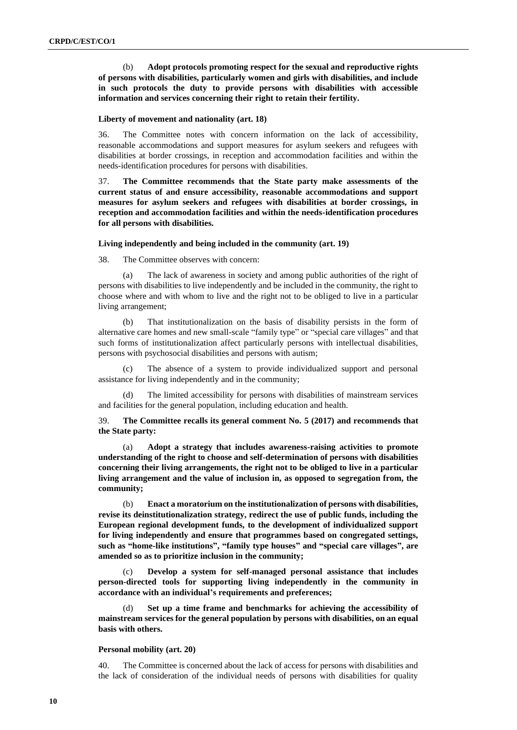(b) **Adopt protocols promoting respect for the sexual and reproductive rights of persons with disabilities, particularly women and girls with disabilities, and include in such protocols the duty to provide persons with disabilities with accessible information and services concerning their right to retain their fertility.**

#### Liberty of movement and nationality (art. 18)

36. The Committee notes with concern information on the lack of accessibility, reasonable accommodations and support measures for asylum seekers and refugees with disabilities at border crossings, in reception and accommodation facilities and within the needs-identification procedures for persons with disabilities.

37. **The Committee recommends that the State party make assessments of the current status of and ensure accessibility, reasonable accommodations and support measures for asylum seekers and refugees with disabilities at border crossings, in reception and accommodation facilities and within the needs-identification procedures for all persons with disabilities.**

#### Living independently and being included in the community (art. 19)

38. The Committee observes with concern:

(a) The lack of awareness in society and among public authorities of the right of persons with disabilities to live independently and be included in the community, the right to choose where and with whom to live and the right not to be obliged to live in a particular living arrangement;

(b) That institutionalization on the basis of disability persists in the form of alternative care homes and new small-scale "family type" or "special care villages" and that such forms of institutionalization affect particularly persons with intellectual disabilities, persons with psychosocial disabilities and persons with autism;

(c) The absence of a system to provide individualized support and personal assistance for living independently and in the community;

(d) The limited accessibility for persons with disabilities of mainstream services and facilities for the general population, including education and health.

39. **The Committee recalls its general comment No. 5 (2017) and recommends that the State party:**

(a) **Adopt a strategy that includes awareness-raising activities to promote understanding of the right to choose and self-determination of persons with disabilities concerning their living arrangements, the right not to be obliged to live in a particular living arrangement and the value of inclusion in, as opposed to segregation from, the community;**

(b) **Enact a moratorium on the institutionalization of persons with disabilities, revise its deinstitutionalization strategy, redirect the use of public funds, including the European regional development funds, to the development of individualized support for living independently and ensure that programmes based on congregated settings, such as "home-like institutions", "family type houses" and "special care villages", are amended so as to prioritize inclusion in the community;**

(c) **Develop a system for self-managed personal assistance that includes person-directed tools for supporting living independently in the community in accordance with an individual's requirements and preferences;**

(d) **Set up a time frame and benchmarks for achieving the accessibility of mainstream services for the general population by persons with disabilities, on an equal basis with others.**

#### Personal mobility (art. 20)

40. The Committee is concerned about the lack of access for persons with disabilities and the lack of consideration of the individual needs of persons with disabilities for quality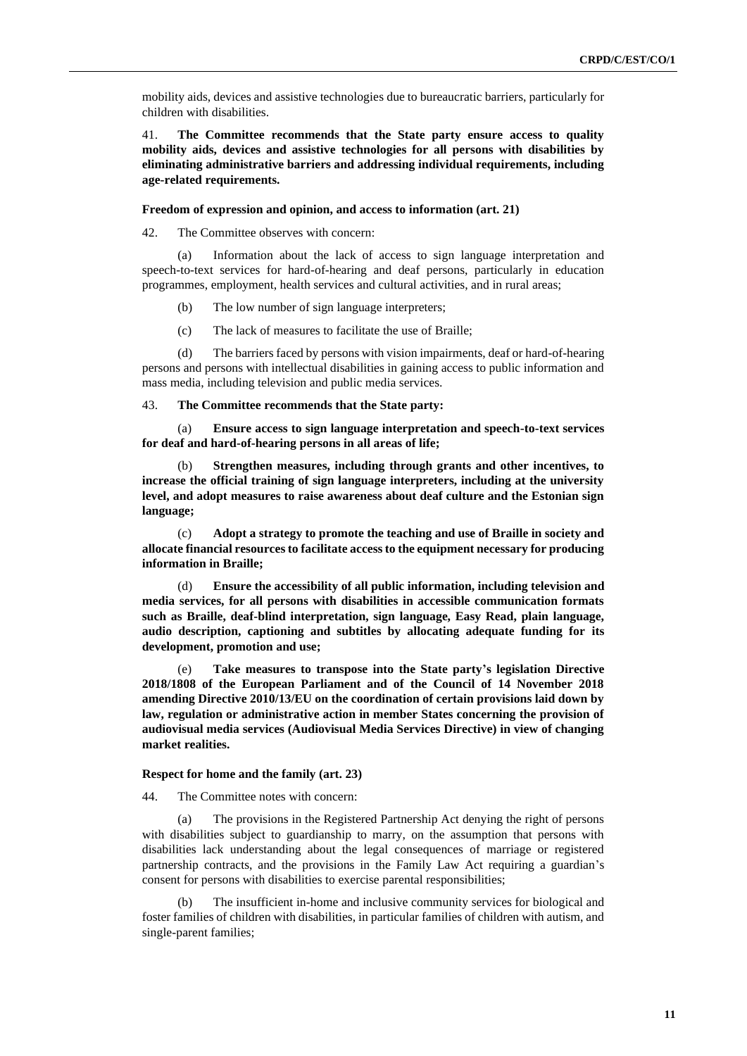mobility aids, devices and assistive technologies due to bureaucratic barriers, particularly for children with disabilities.

41. **The Committee recommends that the State party ensure access to quality mobility aids, devices and assistive technologies for all persons with disabilities by eliminating administrative barriers and addressing individual requirements, including age-related requirements.**

#### Freedom of expression and opinion, and access to information (art. 21)

42. The Committee observes with concern:

(a) Information about the lack of access to sign language interpretation and speech-to-text services for hard-of-hearing and deaf persons, particularly in education programmes, employment, health services and cultural activities, and in rural areas;

(b) The low number of sign language interpreters;

(c) The lack of measures to facilitate the use of Braille;

(d) The barriers faced by persons with vision impairments, deaf or hard-of-hearing persons and persons with intellectual disabilities in gaining access to public information and mass media, including television and public media services.

43. **The Committee recommends that the State party:**

(a) **Ensure access to sign language interpretation and speech-to-text services for deaf and hard-of-hearing persons in all areas of life;**

(b) **Strengthen measures, including through grants and other incentives, to increase the official training of sign language interpreters, including at the university level, and adopt measures to raise awareness about deaf culture and the Estonian sign language;**

(c) **Adopt a strategy to promote the teaching and use of Braille in society and allocate financial resources to facilitate access to the equipment necessary for producing information in Braille;**

(d) **Ensure the accessibility of all public information, including television and media services, for all persons with disabilities in accessible communication formats such as Braille, deaf-blind interpretation, sign language, Easy Read, plain language, audio description, captioning and subtitles by allocating adequate funding for its development, promotion and use;**

(e) **Take measures to transpose into the State party's legislation Directive 2018/1808 of the European Parliament and of the Council of 14 November 2018 amending Directive 2010/13/EU on the coordination of certain provisions laid down by law, regulation or administrative action in member States concerning the provision of audiovisual media services (Audiovisual Media Services Directive) in view of changing market realities.**

#### Respect for home and the family (art. 23)

44. The Committee notes with concern:

(a) The provisions in the Registered Partnership Act denying the right of persons with disabilities subject to guardianship to marry, on the assumption that persons with disabilities lack understanding about the legal consequences of marriage or registered partnership contracts, and the provisions in the Family Law Act requiring a guardian's consent for persons with disabilities to exercise parental responsibilities;

(b) The insufficient in-home and inclusive community services for biological and foster families of children with disabilities, in particular families of children with autism, and single-parent families;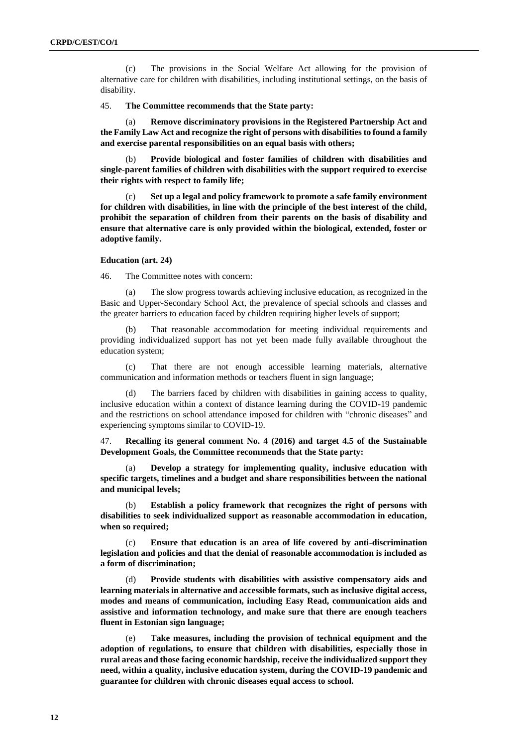(c) The provisions in the Social Welfare Act allowing for the provision of alternative care for children with disabilities, including institutional settings, on the basis of disability.

45. **The Committee recommends that the State party:**

(a) **Remove discriminatory provisions in the Registered Partnership Act and the Family Law Act and recognize the right of persons with disabilities to found a family and exercise parental responsibilities on an equal basis with others;**

(b) **Provide biological and foster families of children with disabilities and single-parent families of children with disabilities with the support required to exercise their rights with respect to family life;**

(c) **Set up a legal and policy framework to promote a safe family environment for children with disabilities, in line with the principle of the best interest of the child, prohibit the separation of children from their parents on the basis of disability and ensure that alternative care is only provided within the biological, extended, foster or adoptive family.**

### Education (art. 24)

46. The Committee notes with concern:

(a) The slow progress towards achieving inclusive education, as recognized in the Basic and Upper-Secondary School Act, the prevalence of special schools and classes and the greater barriers to education faced by children requiring higher levels of support;

(b) That reasonable accommodation for meeting individual requirements and providing individualized support has not yet been made fully available throughout the education system;

(c) That there are not enough accessible learning materials, alternative communication and information methods or teachers fluent in sign language;

(d) The barriers faced by children with disabilities in gaining access to quality, inclusive education within a context of distance learning during the COVID-19 pandemic and the restrictions on school attendance imposed for children with "chronic diseases" and experiencing symptoms similar to COVID-19.

47. **Recalling its general comment No. 4 (2016) and target 4.5 of the Sustainable Development Goals, the Committee recommends that the State party:**

(a) **Develop a strategy for implementing quality, inclusive education with specific targets, timelines and a budget and share responsibilities between the national and municipal levels;**

(b) **Establish a policy framework that recognizes the right of persons with disabilities to seek individualized support as reasonable accommodation in education, when so required;**

(c) **Ensure that education is an area of life covered by anti-discrimination legislation and policies and that the denial of reasonable accommodation is included as a form of discrimination;**

(d) **Provide students with disabilities with assistive compensatory aids and learning materials in alternative and accessible formats, such as inclusive digital access, modes and means of communication, including Easy Read, communication aids and assistive and information technology, and make sure that there are enough teachers fluent in Estonian sign language;**

(e) **Take measures, including the provision of technical equipment and the adoption of regulations, to ensure that children with disabilities, especially those in rural areas and those facing economic hardship, receive the individualized support they need, within a quality, inclusive education system, during the COVID-19 pandemic and guarantee for children with chronic diseases equal access to school.**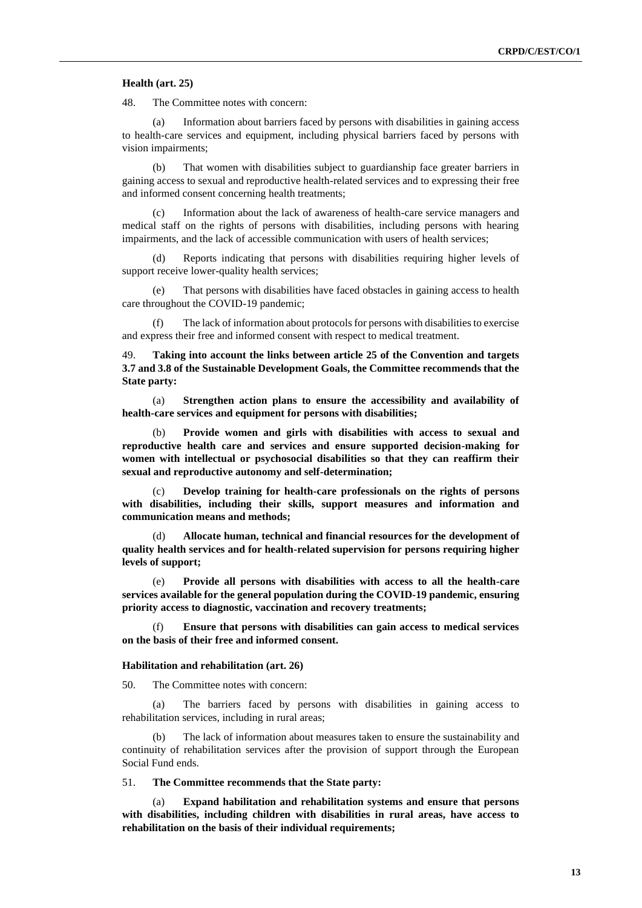**Health (art. 25)**

48. The Committee notes with concern:

(a) Information about barriers faced by persons with disabilities in gaining access to health-care services and equipment, including physical barriers faced by persons with vision impairments;

(b) That women with disabilities subject to guardianship face greater barriers in gaining access to sexual and reproductive health-related services and to expressing their free and informed consent concerning health treatments;

(c) Information about the lack of awareness of health-care service managers and medical staff on the rights of persons with disabilities, including persons with hearing impairments, and the lack of accessible communication with users of health services;

(d) Reports indicating that persons with disabilities requiring higher levels of support receive lower-quality health services;

(e) That persons with disabilities have faced obstacles in gaining access to health care throughout the COVID-19 pandemic;

(f) The lack of information about protocols for persons with disabilities to exercise and express their free and informed consent with respect to medical treatment.

49. **Taking into account the links between article 25 of the Convention and targets 3.7 and 3.8 of the Sustainable Development Goals, the Committee recommends that the State party:**

(a) **Strengthen action plans to ensure the accessibility and availability of health-care services and equipment for persons with disabilities;**

(b) **Provide women and girls with disabilities with access to sexual and reproductive health care and services and ensure supported decision-making for women with intellectual or psychosocial disabilities so that they can reaffirm their sexual and reproductive autonomy and self-determination;**

(c) **Develop training for health-care professionals on the rights of persons with disabilities, including their skills, support measures and information and communication means and methods;**

(d) **Allocate human, technical and financial resources for the development of quality health services and for health-related supervision for persons requiring higher levels of support;**

(e) **Provide all persons with disabilities with access to all the health-care services available for the general population during the COVID-19 pandemic, ensuring priority access to diagnostic, vaccination and recovery treatments;**

(f) **Ensure that persons with disabilities can gain access to medical services on the basis of their free and informed consent.**

**Habilitation and rehabilitation (art. 26)**

50. The Committee notes with concern:

(a) The barriers faced by persons with disabilities in gaining access to rehabilitation services, including in rural areas;

(b) The lack of information about measures taken to ensure the sustainability and continuity of rehabilitation services after the provision of support through the European Social Fund ends.

51. **The Committee recommends that the State party:**

(a) **Expand habilitation and rehabilitation systems and ensure that persons with disabilities, including children with disabilities in rural areas, have access to rehabilitation on the basis of their individual requirements;**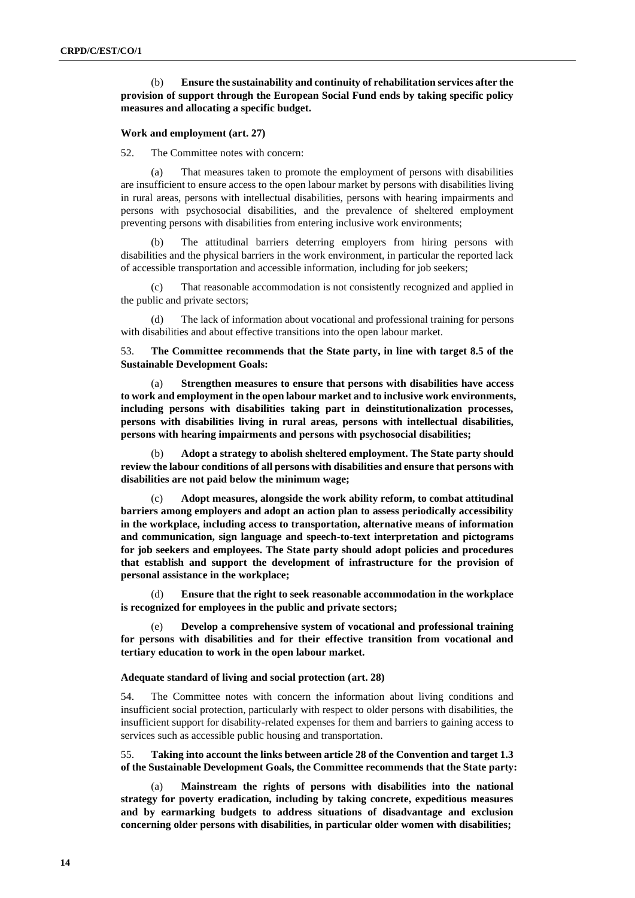(b) **Ensure the sustainability and continuity of rehabilitation services after the provision of support through the European Social Fund ends by taking specific policy measures and allocating a specific budget.**

### Work and employment (art. 27)

52. The Committee notes with concern:

(a) That measures taken to promote the employment of persons with disabilities are insufficient to ensure access to the open labour market by persons with disabilities living in rural areas, persons with intellectual disabilities, persons with hearing impairments and persons with psychosocial disabilities, and the prevalence of sheltered employment preventing persons with disabilities from entering inclusive work environments;

(b) The attitudinal barriers deterring employers from hiring persons with disabilities and the physical barriers in the work environment, in particular the reported lack of accessible transportation and accessible information, including for job seekers;

(c) That reasonable accommodation is not consistently recognized and applied in the public and private sectors;

(d) The lack of information about vocational and professional training for persons with disabilities and about effective transitions into the open labour market.

53. **The Committee recommends that the State party, in line with target 8.5 of the Sustainable Development Goals:**

(a) **Strengthen measures to ensure that persons with disabilities have access to work and employment in the open labour market and to inclusive work environments, including persons with disabilities taking part in deinstitutionalization processes, persons with disabilities living in rural areas, persons with intellectual disabilities, persons with hearing impairments and persons with psychosocial disabilities;**

(b) **Adopt a strategy to abolish sheltered employment. The State party should review the labour conditions of all persons with disabilities and ensure that persons with disabilities are not paid below the minimum wage;**

(c) **Adopt measures, alongside the work ability reform, to combat attitudinal barriers among employers and adopt an action plan to assess periodically accessibility in the workplace, including access to transportation, alternative means of information and communication, sign language and speech-to-text interpretation and pictograms for job seekers and employees. The State party should adopt policies and procedures that establish and support the development of infrastructure for the provision of personal assistance in the workplace;**

(d) **Ensure that the right to seek reasonable accommodation in the workplace is recognized for employees in the public and private sectors;**

(e) **Develop a comprehensive system of vocational and professional training for persons with disabilities and for their effective transition from vocational and tertiary education to work in the open labour market.**

### Adequate standard of living and social protection (art. 28)

54. The Committee notes with concern the information about living conditions and insufficient social protection, particularly with respect to older persons with disabilities, the insufficient support for disability-related expenses for them and barriers to gaining access to services such as accessible public housing and transportation.

55. **Taking into account the links between article 28 of the Convention and target 1.3 of the Sustainable Development Goals, the Committee recommends that the State party:**

(a) **Mainstream the rights of persons with disabilities into the national strategy for poverty eradication, including by taking concrete, expeditious measures and by earmarking budgets to address situations of disadvantage and exclusion concerning older persons with disabilities, in particular older women with disabilities;**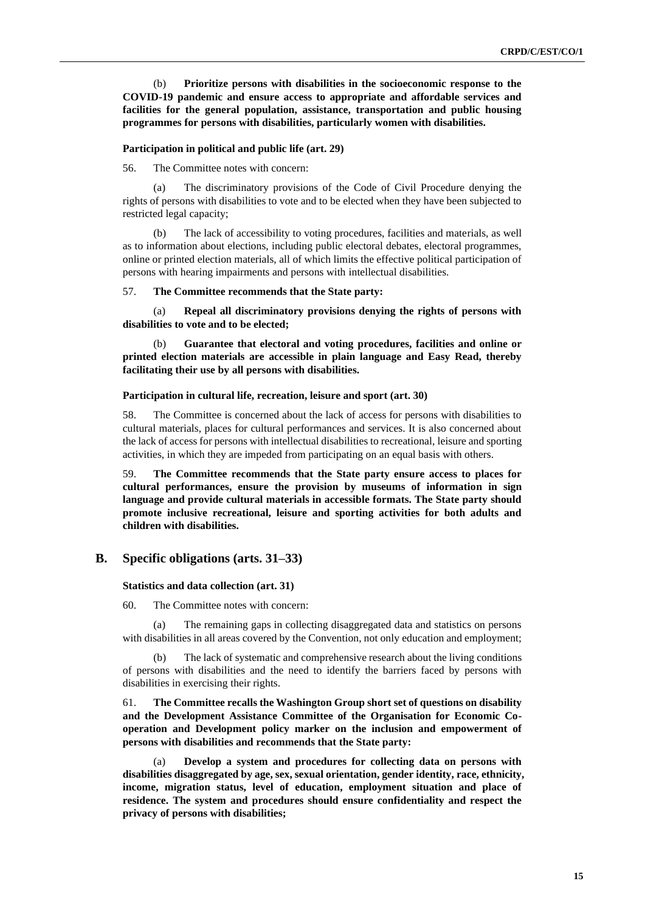(b) **Prioritize persons with disabilities in the socioeconomic response to the COVID-19 pandemic and ensure access to appropriate and affordable services and facilities for the general population, assistance, transportation and public housing programmes for persons with disabilities, particularly women with disabilities.**

#### Participation in political and public life (art. 29)

56. The Committee notes with concern:

(a) The discriminatory provisions of the Code of Civil Procedure denying the rights of persons with disabilities to vote and to be elected when they have been subjected to restricted legal capacity;

(b) The lack of accessibility to voting procedures, facilities and materials, as well as to information about elections, including public electoral debates, electoral programmes, online or printed election materials, all of which limits the effective political participation of persons with hearing impairments and persons with intellectual disabilities.

57. **The Committee recommends that the State party:**

(a) **Repeal all discriminatory provisions denying the rights of persons with disabilities to vote and to be elected;**

(b) **Guarantee that electoral and voting procedures, facilities and online or printed election materials are accessible in plain language and Easy Read, thereby facilitating their use by all persons with disabilities.**

#### Participation in cultural life, recreation, leisure and sport (art. 30)

58. The Committee is concerned about the lack of access for persons with disabilities to cultural materials, places for cultural performances and services. It is also concerned about the lack of access for persons with intellectual disabilities to recreational, leisure and sporting activities, in which they are impeded from participating on an equal basis with others.

59. **The Committee recommends that the State party ensure access to places for cultural performances, ensure the provision by museums of information in sign language and provide cultural materials in accessible formats. The State party should promote inclusive recreational, leisure and sporting activities for both adults and children with disabilities.**

## B. Specific obligations (arts. 31–33)

#### Statistics and data collection (art. 31)

60. The Committee notes with concern:

(a) The remaining gaps in collecting disaggregated data and statistics on persons with disabilities in all areas covered by the Convention, not only education and employment;

(b) The lack of systematic and comprehensive research about the living conditions of persons with disabilities and the need to identify the barriers faced by persons with disabilities in exercising their rights.

61. **The Committee recalls the Washington Group short set of questions on disability and the Development Assistance Committee of the Organisation for Economic Co-operation and Development policy marker on the inclusion and empowerment of persons with disabilities and recommends that the State party:**

(a) **Develop a system and procedures for collecting data on persons with disabilities disaggregated by age, sex, sexual orientation, gender identity, race, ethnicity, income, migration status, level of education, employment situation and place of residence. The system and procedures should ensure confidentiality and respect the privacy of persons with disabilities;**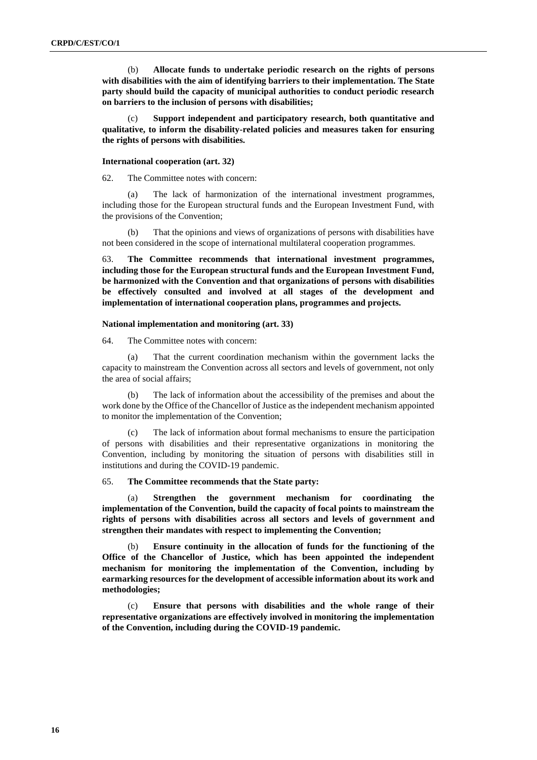(b) **Allocate funds to undertake periodic research on the rights of persons with disabilities with the aim of identifying barriers to their implementation. The State party should build the capacity of municipal authorities to conduct periodic research on barriers to the inclusion of persons with disabilities;**

(c) **Support independent and participatory research, both quantitative and qualitative, to inform the disability-related policies and measures taken for ensuring the rights of persons with disabilities.**

**International cooperation (art. 32)**

62. The Committee notes with concern:

(a) The lack of harmonization of the international investment programmes, including those for the European structural funds and the European Investment Fund, with the provisions of the Convention;

(b) That the opinions and views of organizations of persons with disabilities have not been considered in the scope of international multilateral cooperation programmes.

63. **The Committee recommends that international investment programmes, including those for the European structural funds and the European Investment Fund, be harmonized with the Convention and that organizations of persons with disabilities be effectively consulted and involved at all stages of the development and implementation of international cooperation plans, programmes and projects.**

**National implementation and monitoring (art. 33)**

64. The Committee notes with concern:

(a) That the current coordination mechanism within the government lacks the capacity to mainstream the Convention across all sectors and levels of government, not only the area of social affairs;

(b) The lack of information about the accessibility of the premises and about the work done by the Office of the Chancellor of Justice as the independent mechanism appointed to monitor the implementation of the Convention;

(c) The lack of information about formal mechanisms to ensure the participation of persons with disabilities and their representative organizations in monitoring the Convention, including by monitoring the situation of persons with disabilities still in institutions and during the COVID-19 pandemic.

65. **The Committee recommends that the State party:**

(a) **Strengthen the government mechanism for coordinating the implementation of the Convention, build the capacity of focal points to mainstream the rights of persons with disabilities across all sectors and levels of government and strengthen their mandates with respect to implementing the Convention;**

(b) **Ensure continuity in the allocation of funds for the functioning of the Office of the Chancellor of Justice, which has been appointed the independent mechanism for monitoring the implementation of the Convention, including by earmarking resources for the development of accessible information about its work and methodologies;**

(c) **Ensure that persons with disabilities and the whole range of their representative organizations are effectively involved in monitoring the implementation of the Convention, including during the COVID-19 pandemic.**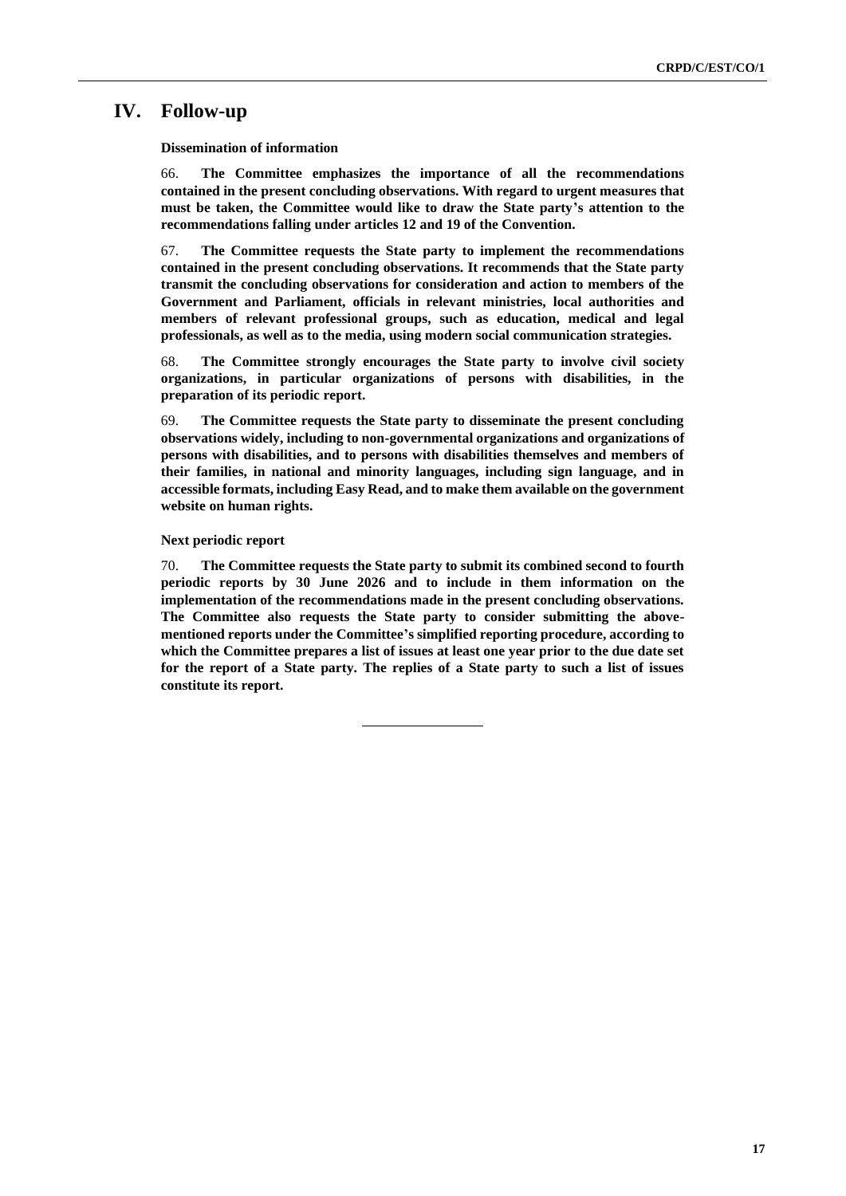# IV. Follow-up

**Dissemination of information**

66. **The Committee emphasizes the importance of all the recommendations contained in the present concluding observations. With regard to urgent measures that must be taken, the Committee would like to draw the State party's attention to the recommendations falling under articles 12 and 19 of the Convention.**

67. **The Committee requests the State party to implement the recommendations contained in the present concluding observations. It recommends that the State party transmit the concluding observations for consideration and action to members of the Government and Parliament, officials in relevant ministries, local authorities and members of relevant professional groups, such as education, medical and legal professionals, as well as to the media, using modern social communication strategies.**

68. **The Committee strongly encourages the State party to involve civil society organizations, in particular organizations of persons with disabilities, in the preparation of its periodic report.**

69. **The Committee requests the State party to disseminate the present concluding observations widely, including to non-governmental organizations and organizations of persons with disabilities, and to persons with disabilities themselves and members of their families, in national and minority languages, including sign language, and in accessible formats, including Easy Read, and to make them available on the government website on human rights.**

**Next periodic report**

70. **The Committee requests the State party to submit its combined second to fourth periodic reports by 30 June 2026 and to include in them information on the implementation of the recommendations made in the present concluding observations. The Committee also requests the State party to consider submitting the above-mentioned reports under the Committee's simplified reporting procedure, according to which the Committee prepares a list of issues at least one year prior to the due date set for the report of a State party. The replies of a State party to such a list of issues constitute its report.**